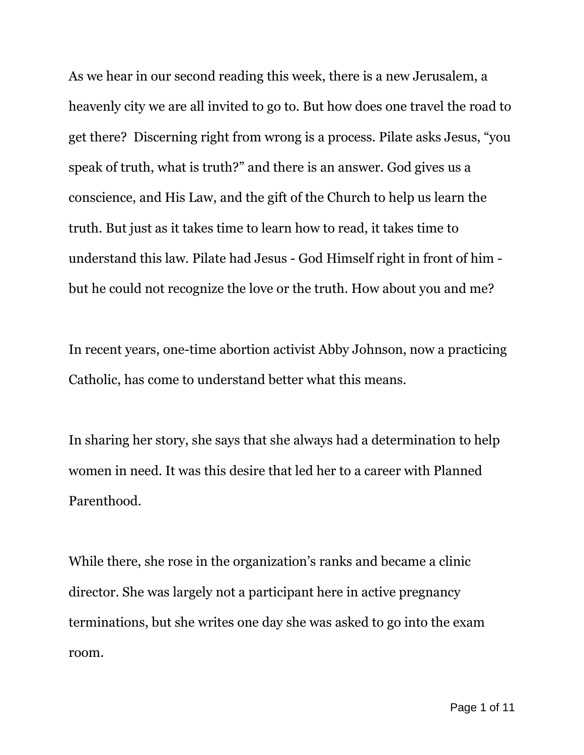As we hear in our second reading this week, there is a new Jerusalem, a heavenly city we are all invited to go to. But how does one travel the road to get there?  Discerning right from wrong is a process. Pilate asks Jesus, “you speak of truth, what is truth?” and there is an answer. God gives us a conscience, and His Law, and the gift of the Church to help us learn the truth. But just as it takes time to learn how to read, it takes time to understand this law. Pilate had Jesus - God Himself right in front of him - but he could not recognize the love or the truth. How about you and me?

In recent years, one-time abortion activist Abby Johnson, now a practicing Catholic, has come to understand better what this means.

In sharing her story, she says that she always had a determination to help women in need. It was this desire that led her to a career with Planned Parenthood.

While there, she rose in the organization’s ranks and became a clinic director. She was largely not a participant here in active pregnancy terminations, but she writes one day she was asked to go into the exam room.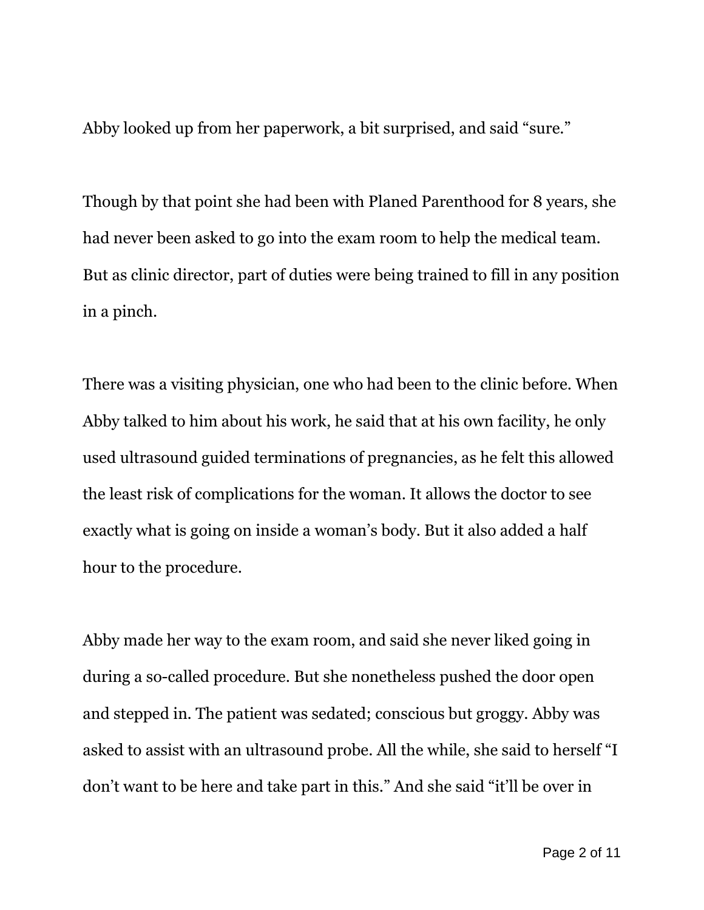Abby looked up from her paperwork, a bit surprised, and said "sure."

Though by that point she had been with Planed Parenthood for 8 years, she had never been asked to go into the exam room to help the medical team. But as clinic director, part of duties were being trained to fill in any position in a pinch.

There was a visiting physician, one who had been to the clinic before. When Abby talked to him about his work, he said that at his own facility, he only used ultrasound guided terminations of pregnancies, as he felt this allowed the least risk of complications for the woman. It allows the doctor to see exactly what is going on inside a woman's body. But it also added a half hour to the procedure.

Abby made her way to the exam room, and said she never liked going in during a so-called procedure. But she nonetheless pushed the door open and stepped in. The patient was sedated; conscious but groggy. Abby was asked to assist with an ultrasound probe. All the while, she said to herself "I don't want to be here and take part in this." And she said "it'll be over in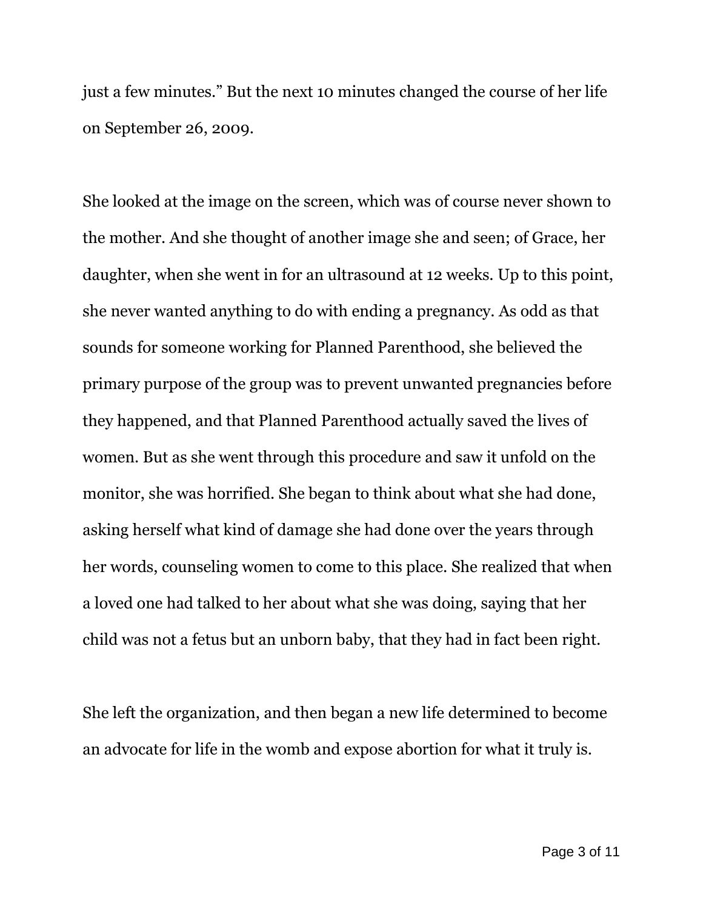just a few minutes." But the next 10 minutes changed the course of her life on September 26, 2009.

She looked at the image on the screen, which was of course never shown to the mother. And she thought of another image she and seen; of Grace, her daughter, when she went in for an ultrasound at 12 weeks. Up to this point, she never wanted anything to do with ending a pregnancy. As odd as that sounds for someone working for Planned Parenthood, she believed the primary purpose of the group was to prevent unwanted pregnancies before they happened, and that Planned Parenthood actually saved the lives of women. But as she went through this procedure and saw it unfold on the monitor, she was horrified. She began to think about what she had done, asking herself what kind of damage she had done over the years through her words, counseling women to come to this place. She realized that when a loved one had talked to her about what she was doing, saying that her child was not a fetus but an unborn baby, that they had in fact been right.

She left the organization, and then began a new life determined to become an advocate for life in the womb and expose abortion for what it truly is.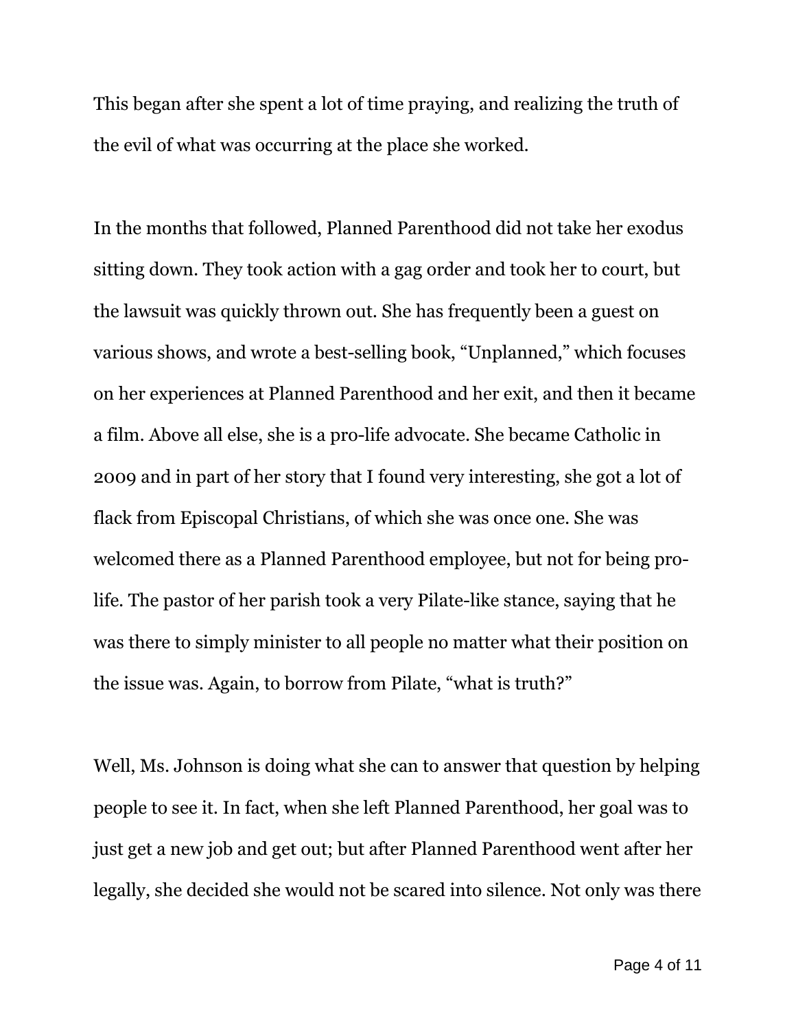This began after she spent a lot of time praying, and realizing the truth of the evil of what was occurring at the place she worked.

In the months that followed, Planned Parenthood did not take her exodus sitting down. They took action with a gag order and took her to court, but the lawsuit was quickly thrown out. She has frequently been a guest on various shows, and wrote a best-selling book, "Unplanned," which focuses on her experiences at Planned Parenthood and her exit, and then it became a film. Above all else, she is a pro-life advocate. She became Catholic in 2009 and in part of her story that I found very interesting, she got a lot of flack from Episcopal Christians, of which she was once one. She was welcomed there as a Planned Parenthood employee, but not for being pro-life. The pastor of her parish took a very Pilate-like stance, saying that he was there to simply minister to all people no matter what their position on the issue was. Again, to borrow from Pilate, "what is truth?"

Well, Ms. Johnson is doing what she can to answer that question by helping people to see it. In fact, when she left Planned Parenthood, her goal was to just get a new job and get out; but after Planned Parenthood went after her legally, she decided she would not be scared into silence. Not only was there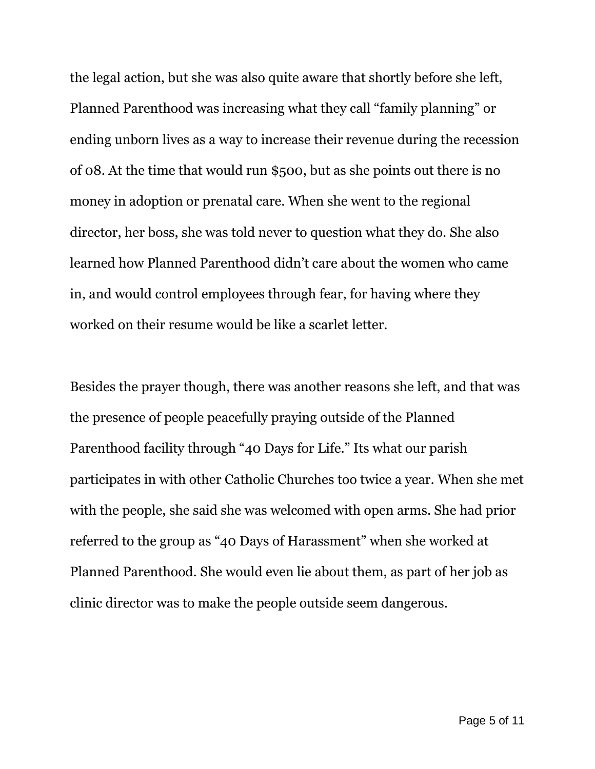the legal action, but she was also quite aware that shortly before she left, Planned Parenthood was increasing what they call "family planning" or ending unborn lives as a way to increase their revenue during the recession of 08. At the time that would run $500, but as she points out there is no money in adoption or prenatal care. When she went to the regional director, her boss, she was told never to question what they do. She also learned how Planned Parenthood didn't care about the women who came in, and would control employees through fear, for having where they worked on their resume would be like a scarlet letter.

Besides the prayer though, there was another reasons she left, and that was the presence of people peacefully praying outside of the Planned Parenthood facility through "40 Days for Life." Its what our parish participates in with other Catholic Churches too twice a year. When she met with the people, she said she was welcomed with open arms. She had prior referred to the group as "40 Days of Harassment" when she worked at Planned Parenthood. She would even lie about them, as part of her job as clinic director was to make the people outside seem dangerous.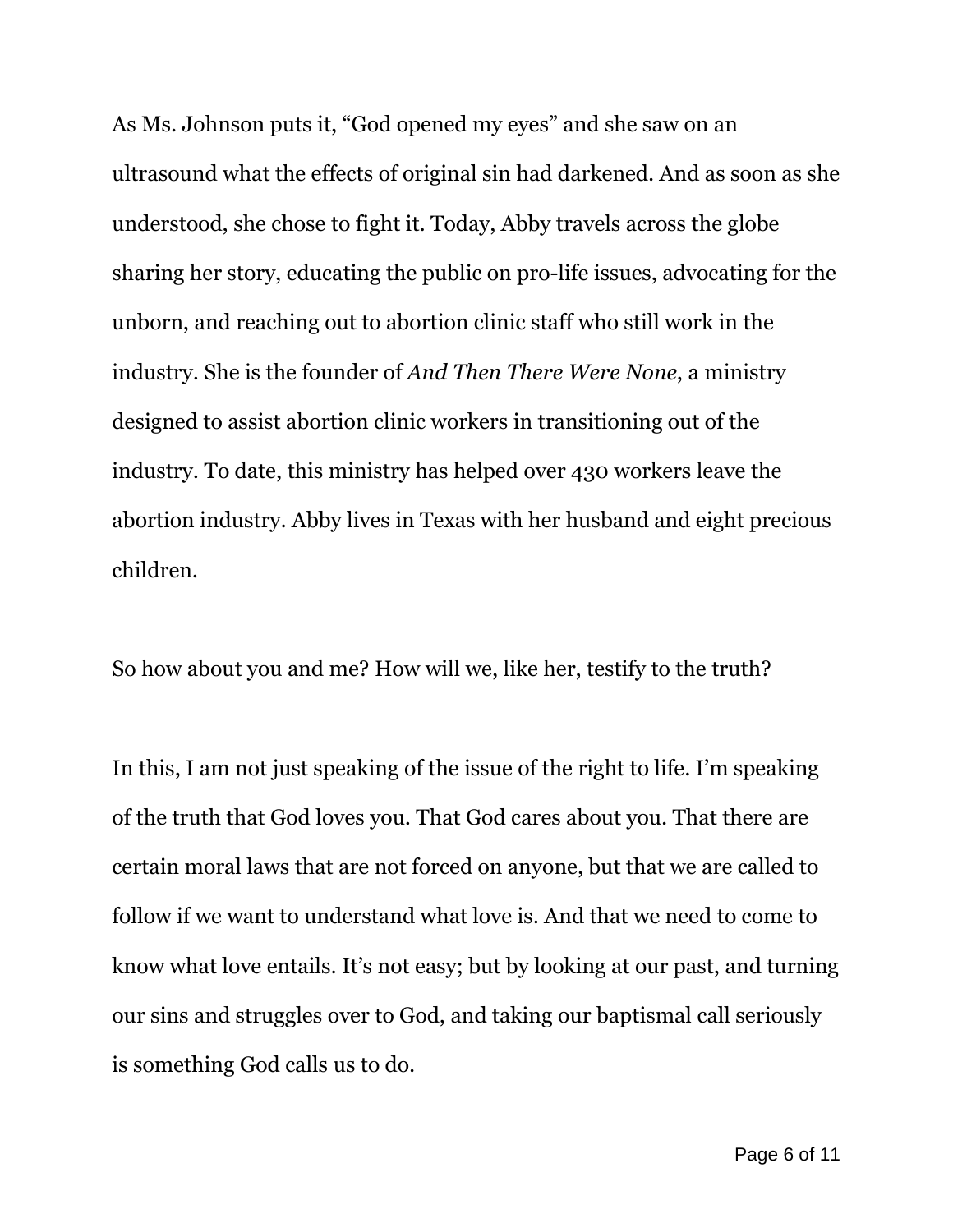As Ms. Johnson puts it, “God opened my eyes” and she saw on an ultrasound what the effects of original sin had darkened. And as soon as she understood, she chose to fight it. Today, Abby travels across the globe sharing her story, educating the public on pro-life issues, advocating for the unborn, and reaching out to abortion clinic staff who still work in the industry. She is the founder of *And Then There Were None*, a ministry designed to assist abortion clinic workers in transitioning out of the industry. To date, this ministry has helped over 430 workers leave the abortion industry. Abby lives in Texas with her husband and eight precious children.

So how about you and me? How will we, like her, testify to the truth?

In this, I am not just speaking of the issue of the right to life. I’m speaking of the truth that God loves you. That God cares about you. That there are certain moral laws that are not forced on anyone, but that we are called to follow if we want to understand what love is. And that we need to come to know what love entails. It’s not easy; but by looking at our past, and turning our sins and struggles over to God, and taking our baptismal call seriously is something God calls us to do.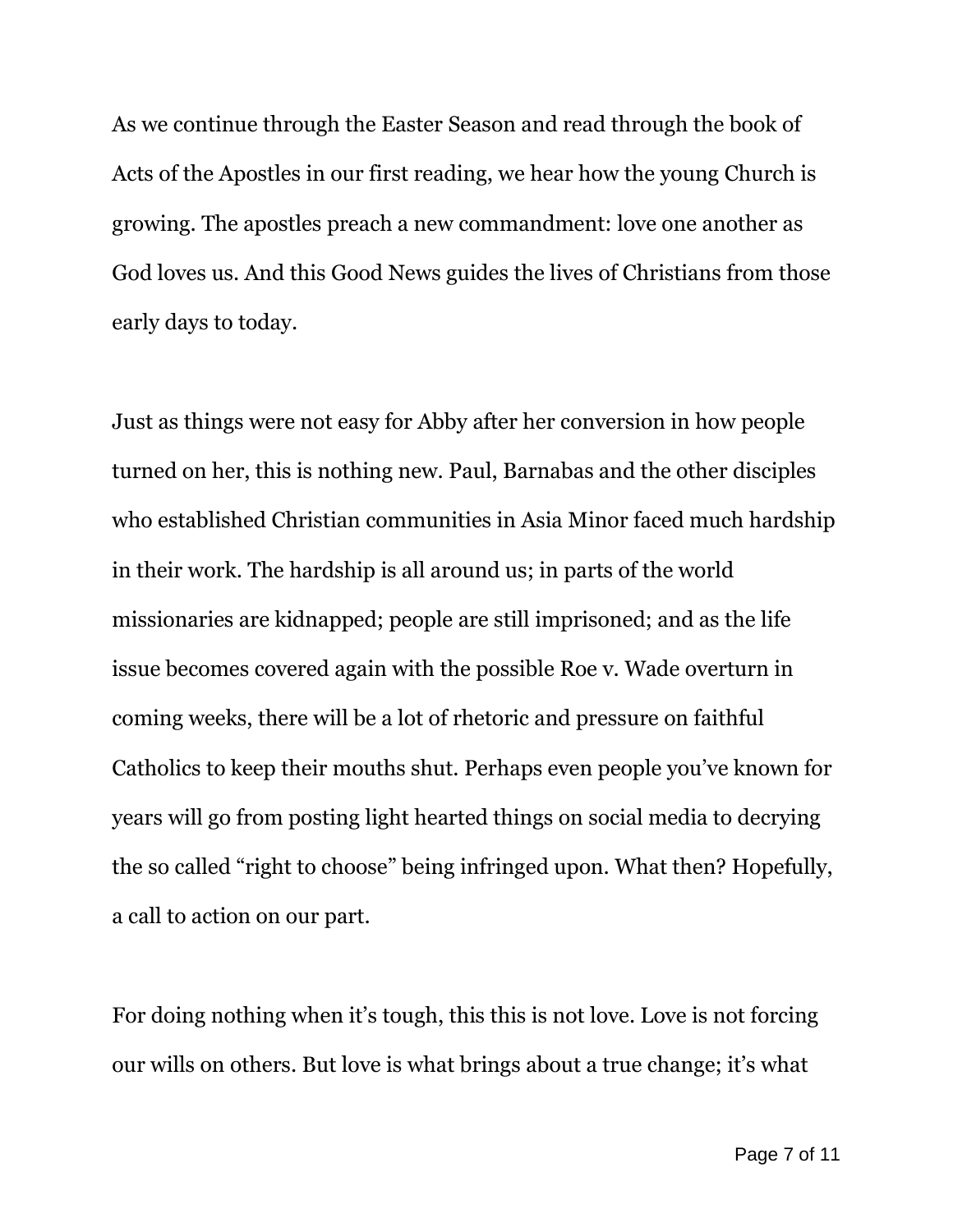As we continue through the Easter Season and read through the book of Acts of the Apostles in our first reading, we hear how the young Church is growing. The apostles preach a new commandment: love one another as God loves us. And this Good News guides the lives of Christians from those early days to today.

Just as things were not easy for Abby after her conversion in how people turned on her, this is nothing new. Paul, Barnabas and the other disciples who established Christian communities in Asia Minor faced much hardship in their work. The hardship is all around us; in parts of the world missionaries are kidnapped; people are still imprisoned; and as the life issue becomes covered again with the possible Roe v. Wade overturn in coming weeks, there will be a lot of rhetoric and pressure on faithful Catholics to keep their mouths shut. Perhaps even people you've known for years will go from posting light hearted things on social media to decrying the so called "right to choose" being infringed upon. What then? Hopefully, a call to action on our part.

For doing nothing when it's tough, this this is not love. Love is not forcing our wills on others. But love is what brings about a true change; it's what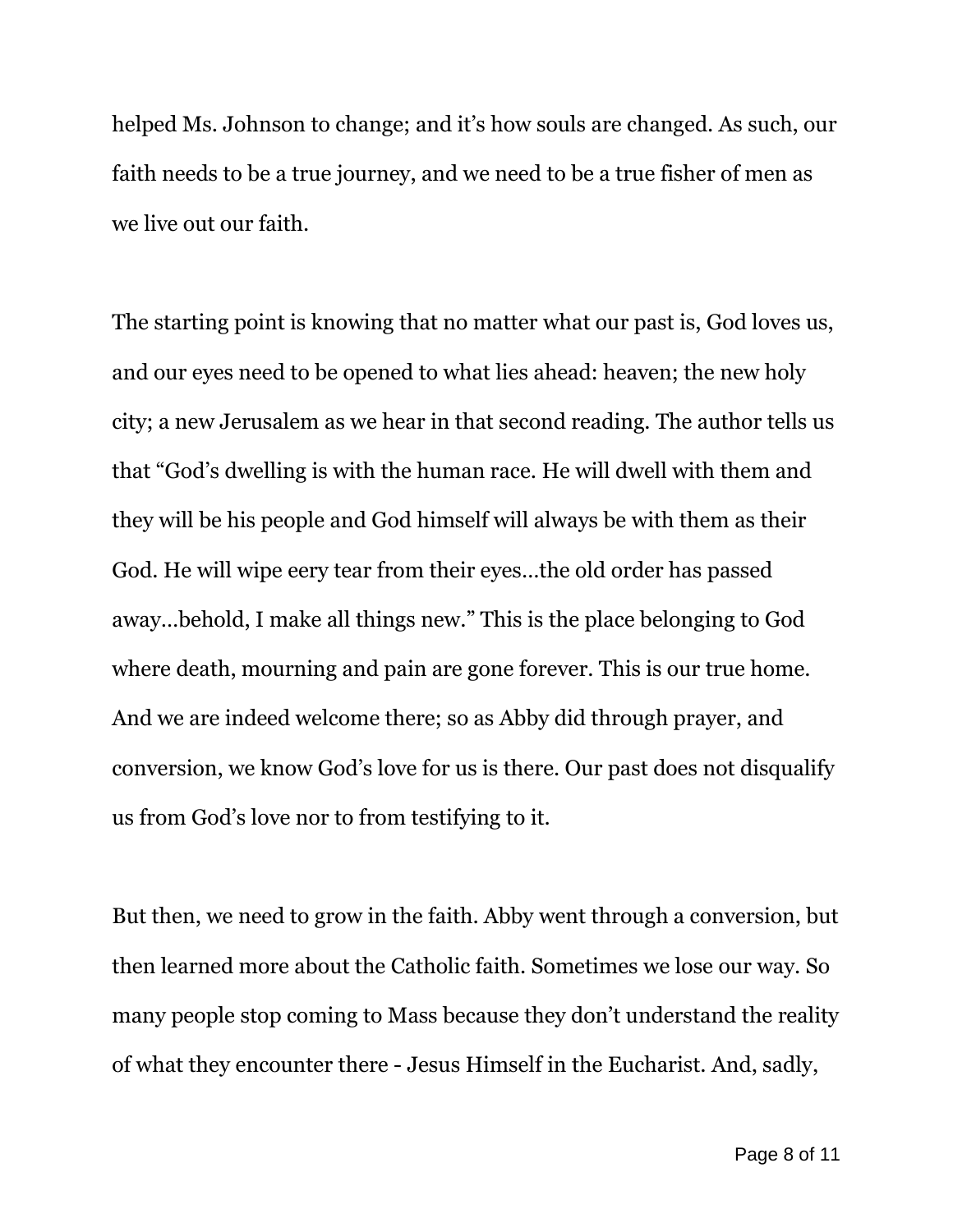helped Ms. Johnson to change; and it's how souls are changed. As such, our faith needs to be a true journey, and we need to be a true fisher of men as we live out our faith.

The starting point is knowing that no matter what our past is, God loves us, and our eyes need to be opened to what lies ahead: heaven; the new holy city; a new Jerusalem as we hear in that second reading. The author tells us that "God's dwelling is with the human race. He will dwell with them and they will be his people and God himself will always be with them as their God. He will wipe eery tear from their eyes…the old order has passed away…behold, I make all things new." This is the place belonging to God where death, mourning and pain are gone forever. This is our true home. And we are indeed welcome there; so as Abby did through prayer, and conversion, we know God's love for us is there. Our past does not disqualify us from God's love nor to from testifying to it.

But then, we need to grow in the faith. Abby went through a conversion, but then learned more about the Catholic faith. Sometimes we lose our way. So many people stop coming to Mass because they don't understand the reality of what they encounter there - Jesus Himself in the Eucharist. And, sadly,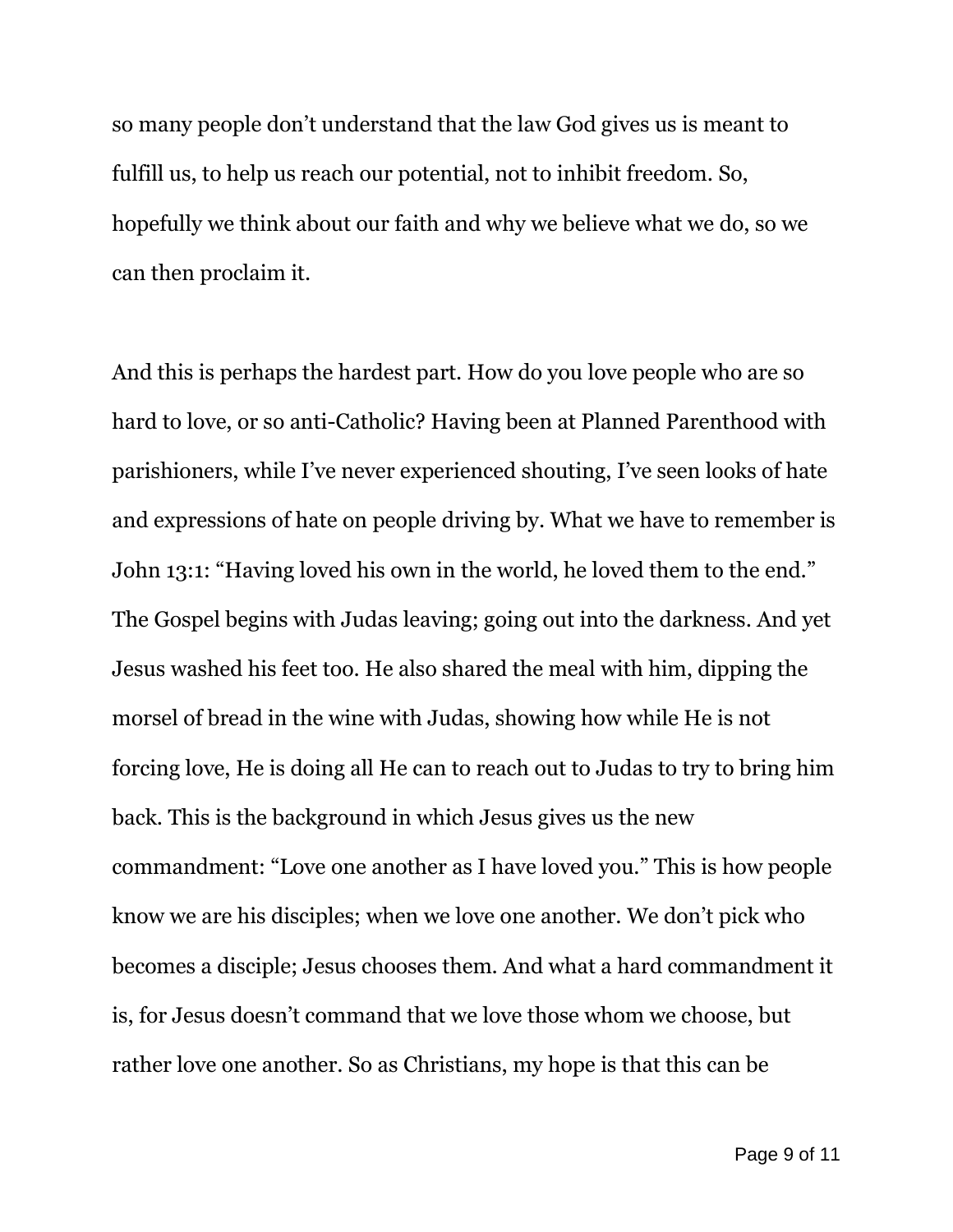so many people don't understand that the law God gives us is meant to fulfill us, to help us reach our potential, not to inhibit freedom. So, hopefully we think about our faith and why we believe what we do, so we can then proclaim it.

And this is perhaps the hardest part. How do you love people who are so hard to love, or so anti-Catholic? Having been at Planned Parenthood with parishioners, while I've never experienced shouting, I've seen looks of hate and expressions of hate on people driving by. What we have to remember is John 13:1: "Having loved his own in the world, he loved them to the end." The Gospel begins with Judas leaving; going out into the darkness. And yet Jesus washed his feet too. He also shared the meal with him, dipping the morsel of bread in the wine with Judas, showing how while He is not forcing love, He is doing all He can to reach out to Judas to try to bring him back. This is the background in which Jesus gives us the new commandment: "Love one another as I have loved you." This is how people know we are his disciples; when we love one another. We don't pick who becomes a disciple; Jesus chooses them. And what a hard commandment it is, for Jesus doesn't command that we love those whom we choose, but rather love one another. So as Christians, my hope is that this can be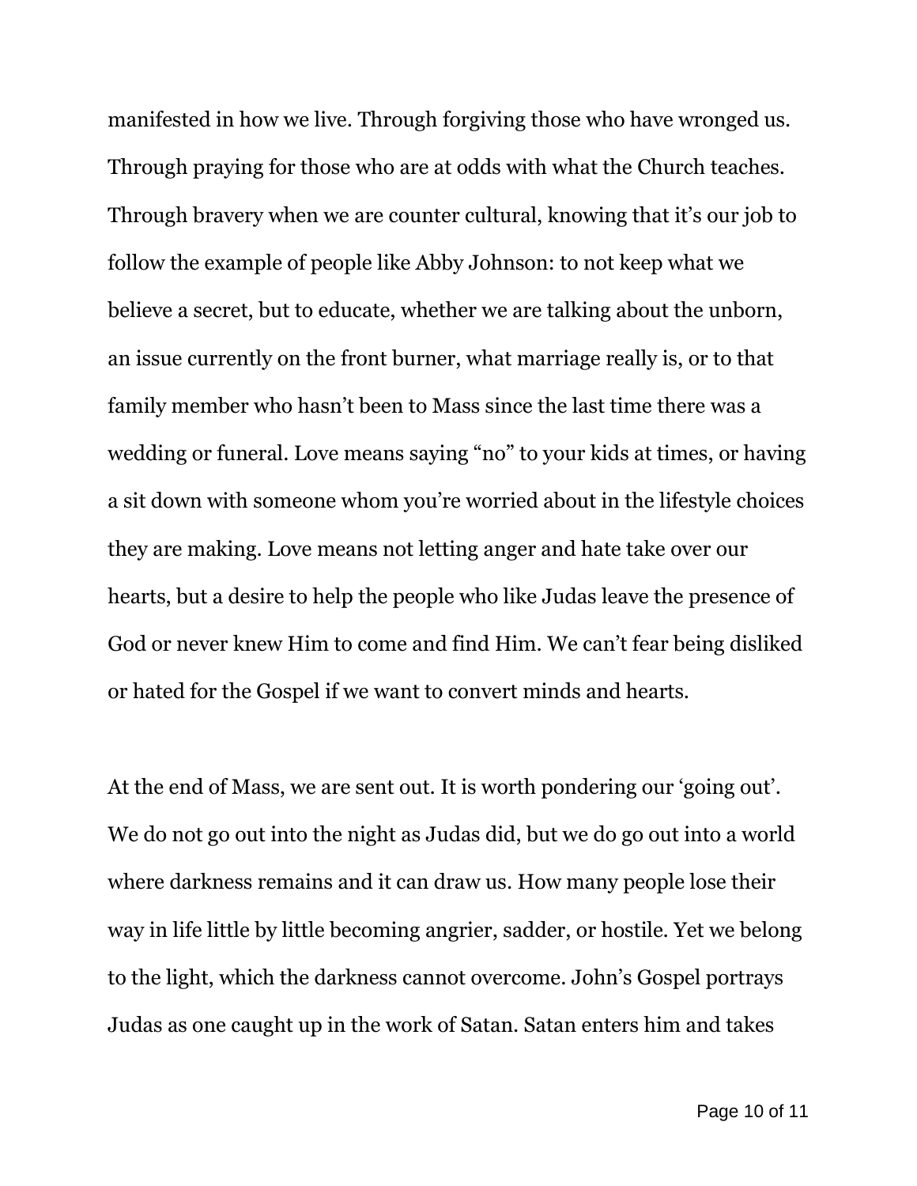manifested in how we live. Through forgiving those who have wronged us. Through praying for those who are at odds with what the Church teaches. Through bravery when we are counter cultural, knowing that it's our job to follow the example of people like Abby Johnson: to not keep what we believe a secret, but to educate, whether we are talking about the unborn, an issue currently on the front burner, what marriage really is, or to that family member who hasn't been to Mass since the last time there was a wedding or funeral. Love means saying "no" to your kids at times, or having a sit down with someone whom you're worried about in the lifestyle choices they are making. Love means not letting anger and hate take over our hearts, but a desire to help the people who like Judas leave the presence of God or never knew Him to come and find Him. We can't fear being disliked or hated for the Gospel if we want to convert minds and hearts.

At the end of Mass, we are sent out. It is worth pondering our 'going out'. We do not go out into the night as Judas did, but we do go out into a world where darkness remains and it can draw us. How many people lose their way in life little by little becoming angrier, sadder, or hostile. Yet we belong to the light, which the darkness cannot overcome. John's Gospel portrays Judas as one caught up in the work of Satan. Satan enters him and takes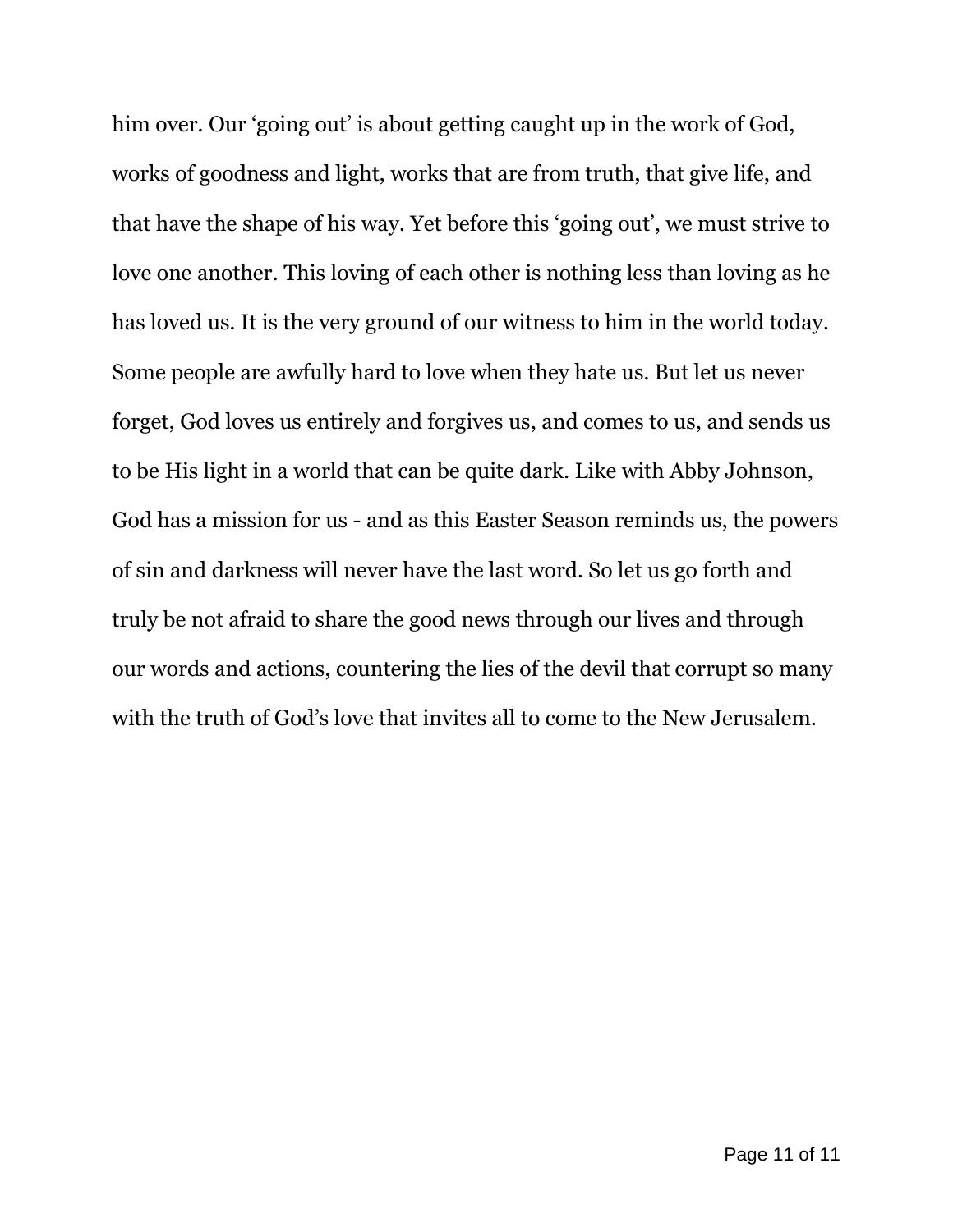him over. Our 'going out' is about getting caught up in the work of God, works of goodness and light, works that are from truth, that give life, and that have the shape of his way. Yet before this 'going out', we must strive to love one another. This loving of each other is nothing less than loving as he has loved us. It is the very ground of our witness to him in the world today. Some people are awfully hard to love when they hate us. But let us never forget, God loves us entirely and forgives us, and comes to us, and sends us to be His light in a world that can be quite dark. Like with Abby Johnson, God has a mission for us - and as this Easter Season reminds us, the powers of sin and darkness will never have the last word. So let us go forth and truly be not afraid to share the good news through our lives and through our words and actions, countering the lies of the devil that corrupt so many with the truth of God's love that invites all to come to the New Jerusalem.